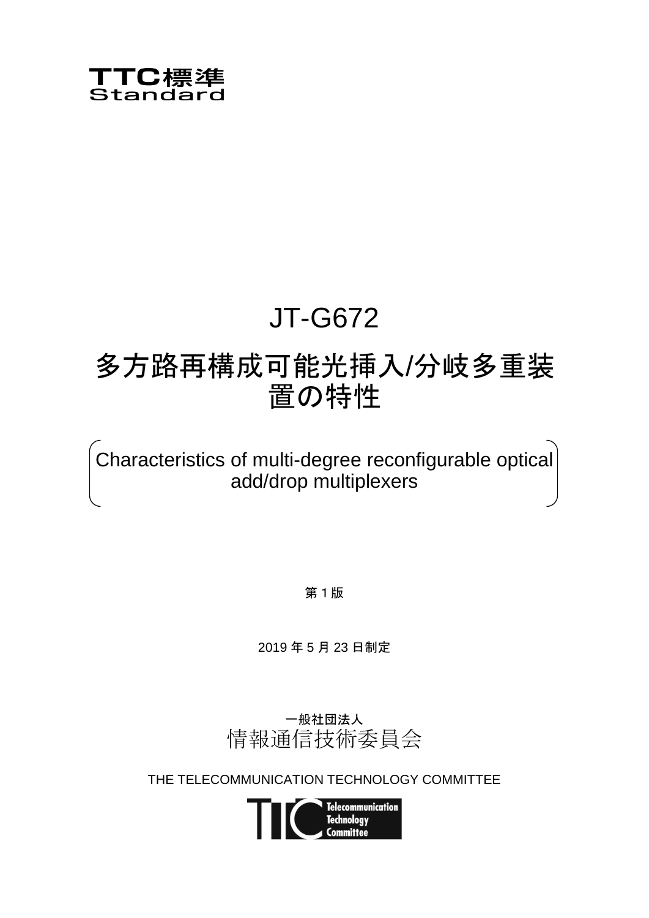TTC標準
Standard

# JT-G672

# 多方路再構成可能光挿入/分岐多重装置の特性

Characteristics of multi-degree reconfigurable optical add/drop multiplexers

第 1 版

2019 年 5 月 23 日制定

一般社団法人
情報通信技術委員会

THE TELECOMMUNICATION TECHNOLOGY COMMITTEE

Telecommunication Technology Committee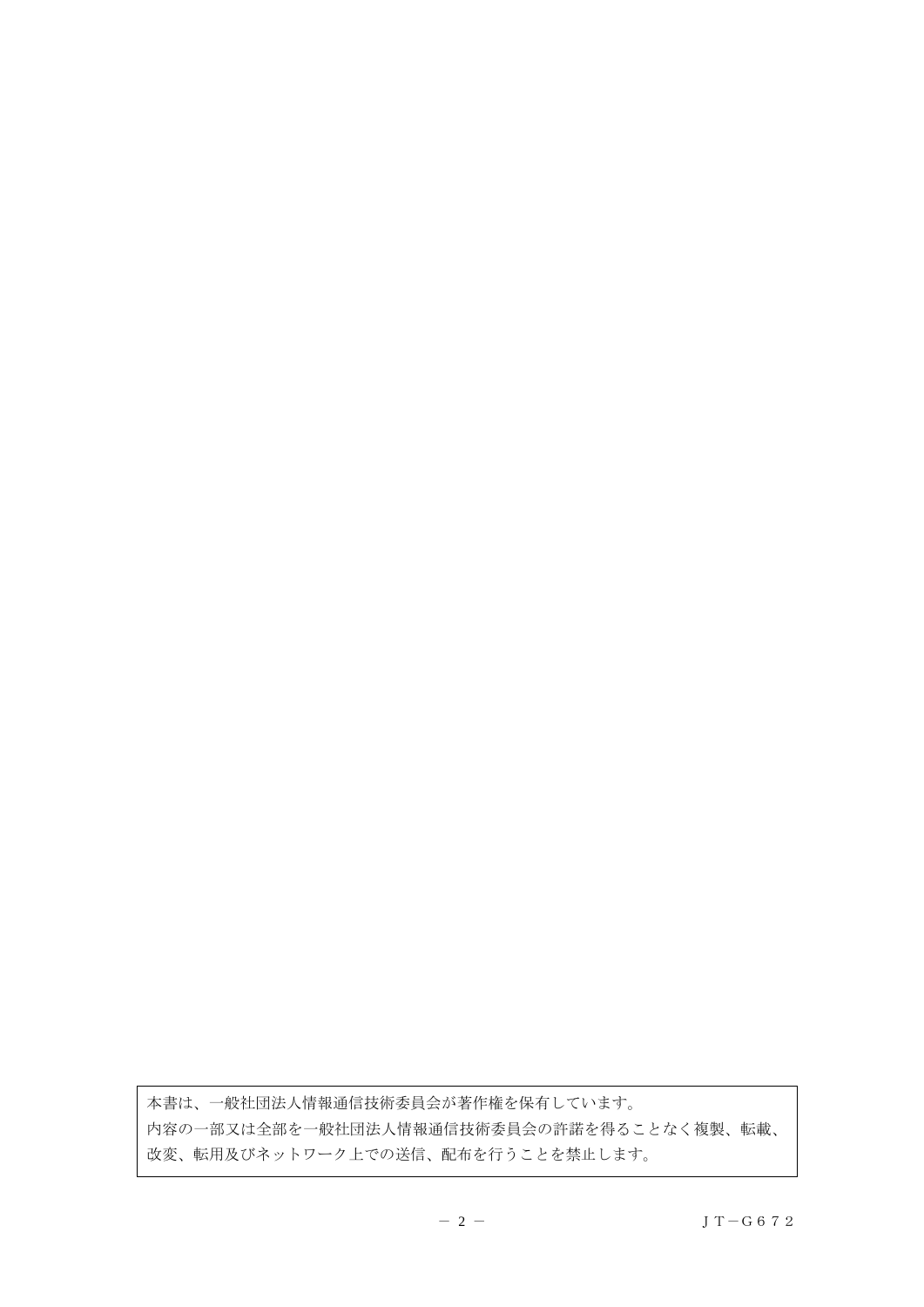本書は、一般社団法人情報通信技術委員会が著作権を保有しています。
内容の一部又は全部を一般社団法人情報通信技術委員会の許諾を得ることなく複製、転載、改変、転用及びネットワーク上での送信、配布を行うことを禁止します。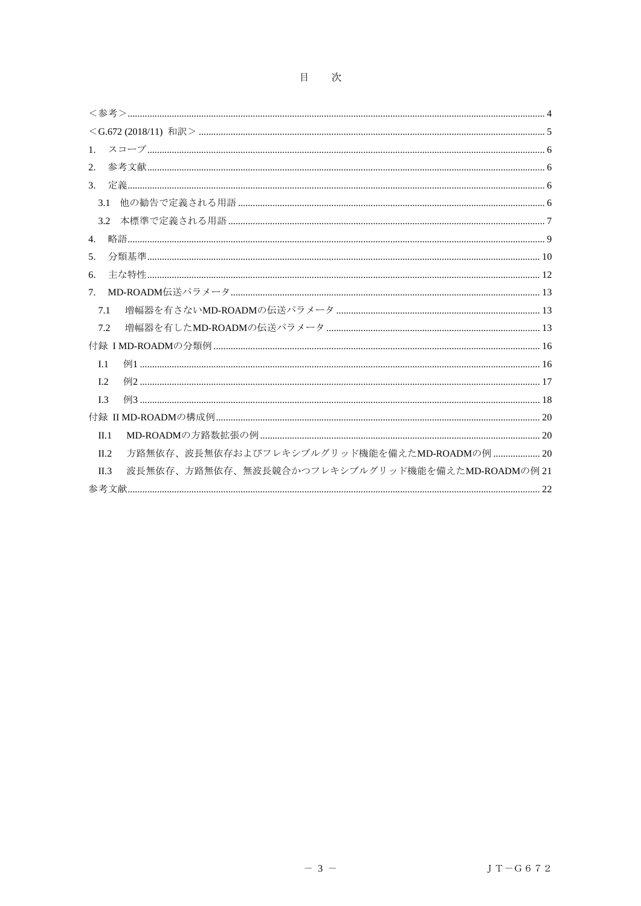# 目　次

＜参考＞ ........ 4
＜G.672 (2018/11) 和訳＞ ........ 5
1.　スコープ ........ 6
2.　参考文献 ........ 6
3.　定義 ........ 6
　3.1　他の勧告で定義される用語 ........ 6
　3.2　本標準で定義される用語 ........ 7
4.　略語 ........ 9
5.　分類基準 ........ 10
6.　主な特性 ........ 12
7.　MD-ROADM伝送パラメータ ........ 13
　7.1　増幅器を有さないMD-ROADMの伝送パラメータ ........ 13
　7.2　増幅器を有したMD-ROADMの伝送パラメータ ........ 13
付録 I MD-ROADMの分類例 ........ 16
　I.1　例1 ........ 16
　I.2　例2 ........ 17
　I.3　例3 ........ 18
付録 II MD-ROADMの構成例 ........ 20
　II.1　MD-ROADMの方路数拡張の例 ........ 20
　II.2　方路無依存、波長無依存およびフレキシブルグリッド機能を備えたMD-ROADMの例 ........ 20
　II.3　波長無依存、方路無依存、無波長競合かつフレキシブルグリッド機能を備えたMD-ROADMの例 21
参考文献 ........ 22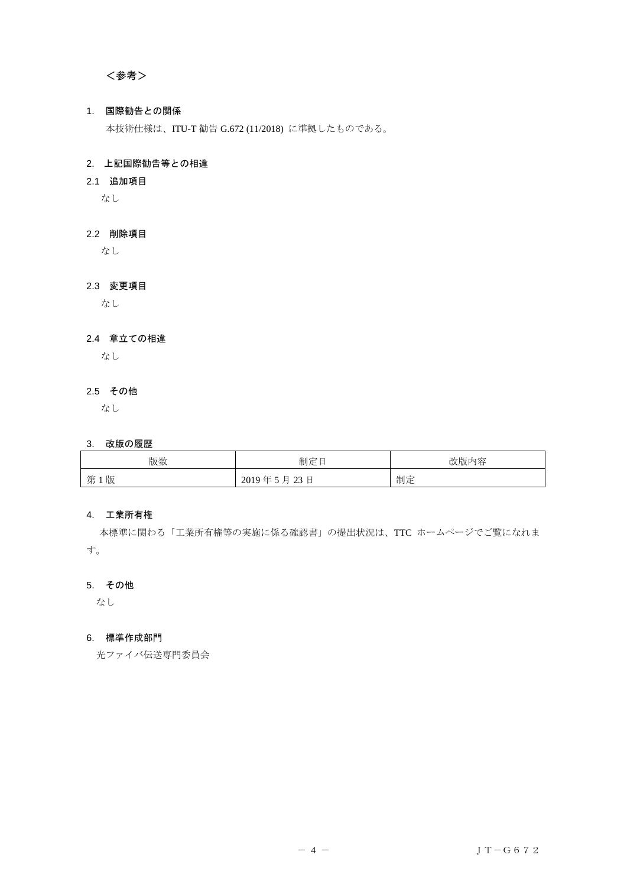＜参考＞

## 1. 国際勧告との関係

本技術仕様は、ITU-T 勧告 G.672 (11/2018) に準拠したものである。

## 2. 上記国際勧告等との相違

### 2.1 追加項目

なし

### 2.2 削除項目

なし

### 2.3 変更項目

なし

### 2.4 章立ての相違

なし

### 2.5 その他

なし

## 3. 改版の履歴

| 版数 | 制定日 | 改版内容 |
|---|---|---|
| 第 1 版 | 2019 年 5 月 23 日 | 制定 |

## 4. 工業所有権

本標準に関わる「工業所有権等の実施に係る確認書」の提出状況は、TTC ホームページでご覧になれます。

## 5. その他

なし

## 6. 標準作成部門

光ファイバ伝送専門委員会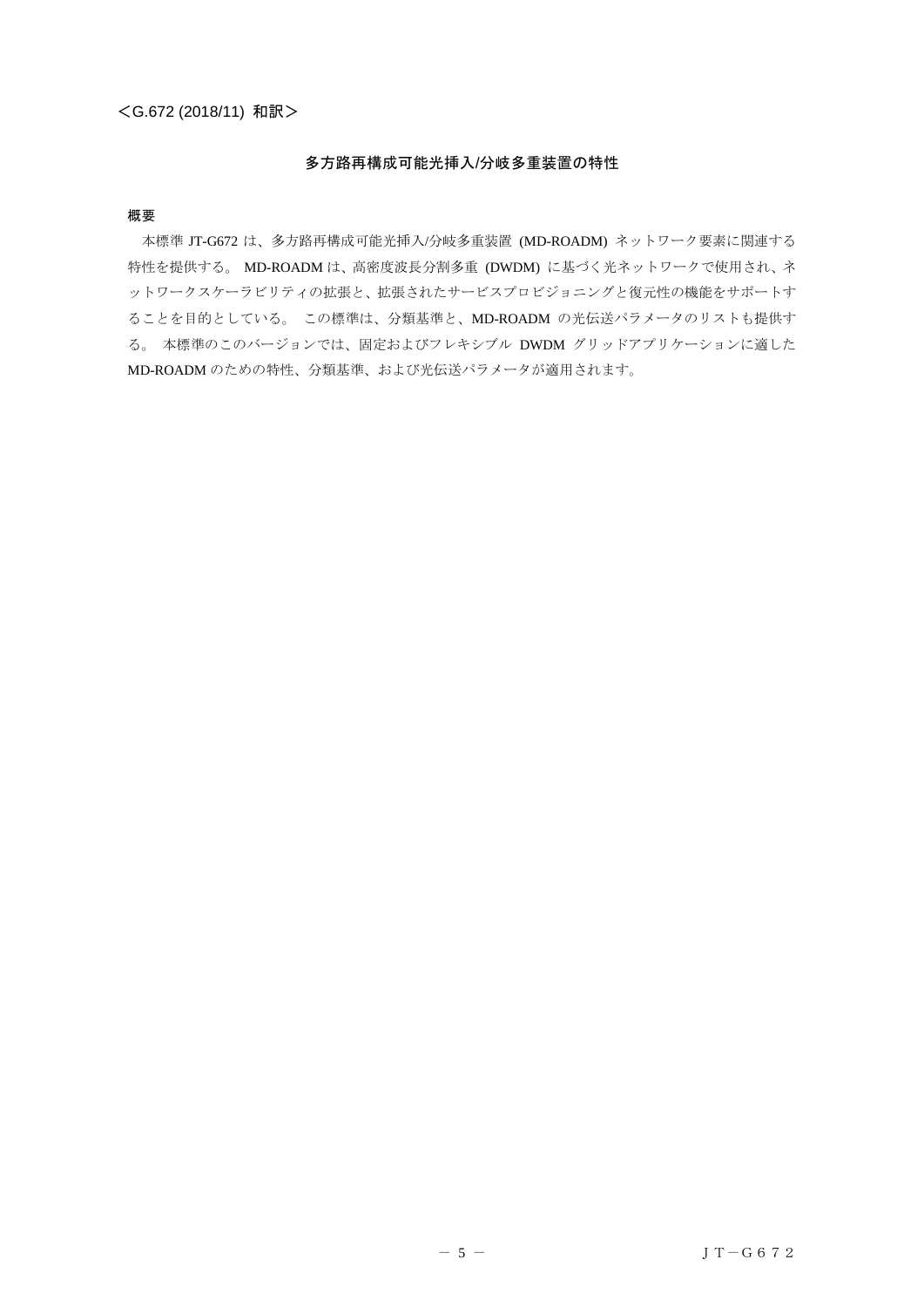＜G.672 (2018/11) 和訳＞

# 多方路再構成可能光挿入/分岐多重装置の特性

## 概要

本標準 JT-G672 は、多方路再構成可能光挿入/分岐多重装置 (MD-ROADM) ネットワーク要素に関連する特性を提供する。 MD-ROADM は、高密度波長分割多重 (DWDM) に基づく光ネットワークで使用され、ネットワークスケーラビリティの拡張と、拡張されたサービスプロビジョニングと復元性の機能をサポートすることを目的としている。 この標準は、分類基準と、MD-ROADM の光伝送パラメータのリストも提供する。 本標準のこのバージョンでは、固定およびフレキシブル DWDM グリッドアプリケーションに適した MD-ROADM のための特性、分類基準、および光伝送パラメータが適用されます。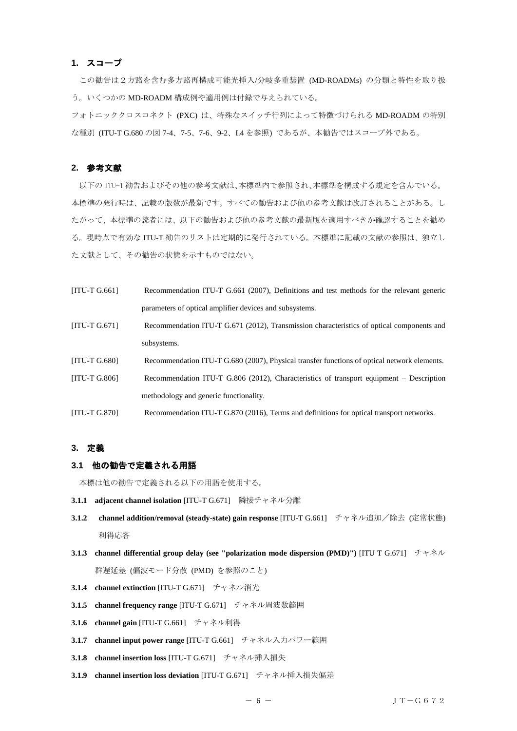## 1. スコープ

この勧告は２方路を含む多方路再構成可能光挿入/分岐多重装置 (MD-ROADMs) の分類と特性を取り扱う。いくつかの MD-ROADM 構成例や適用例は付録で与えられている。

フォトニッククロスコネクト (PXC) は、特殊なスイッチ行列によって特徴づけられる MD-ROADM の特別な種別 (ITU-T G.680 の図 7-4、7-5、7-6、9-2、I.4 を参照) であるが、本勧告ではスコープ外である。

## 2. 参考文献

以下の ITU-T 勧告およびその他の参考文献は、本標準内で参照され、本標準を構成する規定を含んでいる。本標準の発行時は、記載の版数が最新です。すべての勧告および他の参考文献は改訂されることがある。したがって、本標準の読者には、以下の勧告および他の参考文献の最新版を適用すべきか確認することを勧める。現時点で有効な ITU-T 勧告のリストは定期的に発行されている。本標準に記載の文献の参照は、独立した文献として、その勧告の状態を示すものではない。

[ITU-T G.661] Recommendation ITU-T G.661 (2007), Definitions and test methods for the relevant generic parameters of optical amplifier devices and subsystems.

[ITU-T G.671] Recommendation ITU-T G.671 (2012), Transmission characteristics of optical components and subsystems.

[ITU-T G.680] Recommendation ITU-T G.680 (2007), Physical transfer functions of optical network elements.

[ITU-T G.806] Recommendation ITU-T G.806 (2012), Characteristics of transport equipment – Description methodology and generic functionality.

[ITU-T G.870] Recommendation ITU-T G.870 (2016), Terms and definitions for optical transport networks.

## 3. 定義

### 3.1 他の勧告で定義される用語

本標は他の勧告で定義される以下の用語を使用する。

**3.1.1 adjacent channel isolation** [ITU-T G.671] 隣接チャネル分離

**3.1.2 channel addition/removal (steady-state) gain response** [ITU-T G.661] チャネル追加／除去 (定常状態) 利得応答

**3.1.3 channel differential group delay (see "polarization mode dispersion (PMD)")** [ITU T G.671] チャネル群遅延差 (偏波モード分散 (PMD) を参照のこと)

**3.1.4 channel extinction** [ITU-T G.671] チャネル消光

**3.1.5 channel frequency range** [ITU-T G.671] チャネル周波数範囲

**3.1.6 channel gain** [ITU-T G.661] チャネル利得

**3.1.7 channel input power range** [ITU-T G.661] チャネル入力パワー範囲

**3.1.8 channel insertion loss** [ITU-T G.671] チャネル挿入損失

**3.1.9 channel insertion loss deviation** [ITU-T G.671] チャネル挿入損失偏差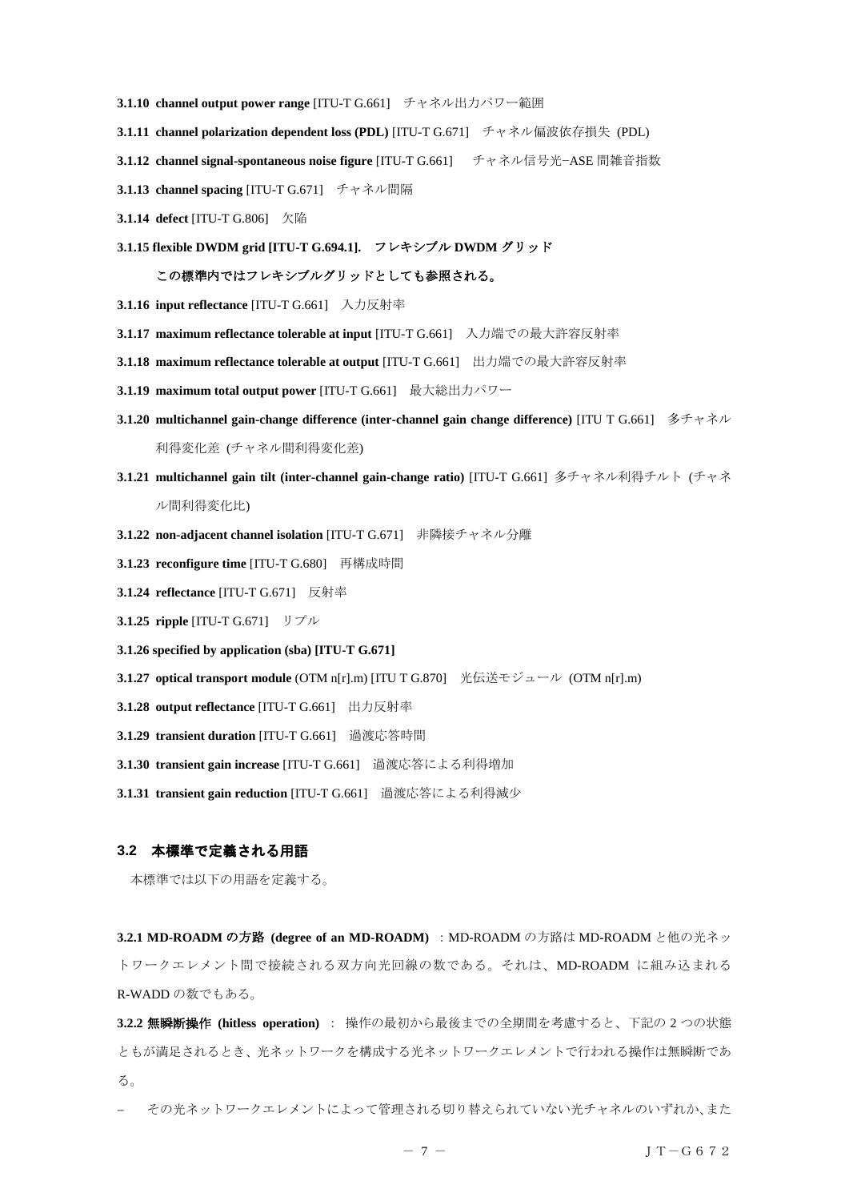**3.1.10 channel output power range** [ITU-T G.661] チャネル出力パワー範囲

**3.1.11 channel polarization dependent loss (PDL)** [ITU-T G.671] チャネル偏波依存損失 (PDL)

**3.1.12 channel signal-spontaneous noise figure** [ITU-T G.661] チャネル信号光−ASE 間雑音指数

**3.1.13 channel spacing** [ITU-T G.671] チャネル間隔

**3.1.14 defect** [ITU-T G.806] 欠陥

**3.1.15 flexible DWDM grid [ITU-T G.694.1]. フレキシブル DWDM グリッド**

**この標準内ではフレキシブルグリッドとしても参照される。**

**3.1.16 input reflectance** [ITU-T G.661] 入力反射率

**3.1.17 maximum reflectance tolerable at input** [ITU-T G.661] 入力端での最大許容反射率

**3.1.18 maximum reflectance tolerable at output** [ITU-T G.661] 出力端での最大許容反射率

**3.1.19 maximum total output power** [ITU-T G.661] 最大総出力パワー

**3.1.20 multichannel gain-change difference (inter-channel gain change difference)** [ITU T G.661] 多チャネル利得変化差 (チャネル間利得変化差)

**3.1.21 multichannel gain tilt (inter-channel gain-change ratio)** [ITU-T G.661] 多チャネル利得チルト (チャネル間利得変化比)

**3.1.22 non-adjacent channel isolation** [ITU-T G.671] 非隣接チャネル分離

**3.1.23 reconfigure time** [ITU-T G.680] 再構成時間

**3.1.24 reflectance** [ITU-T G.671] 反射率

**3.1.25 ripple** [ITU-T G.671] リプル

**3.1.26 specified by application (sba) [ITU-T G.671]**

**3.1.27 optical transport module** (OTM n[r].m) [ITU T G.870] 光伝送モジュール (OTM n[r].m)

**3.1.28 output reflectance** [ITU-T G.661] 出力反射率

**3.1.29 transient duration** [ITU-T G.661] 過渡応答時間

**3.1.30 transient gain increase** [ITU-T G.661] 過渡応答による利得増加

**3.1.31 transient gain reduction** [ITU-T G.661] 過渡応答による利得減少

### 3.2 本標準で定義される用語

本標準では以下の用語を定義する。

**3.2.1 MD-ROADM の方路 (degree of an MD-ROADM)** ：MD-ROADM の方路は MD-ROADM と他の光ネットワークエレメント間で接続される双方向光回線の数である。それは、MD-ROADM に組み込まれる R-WADD の数でもある。

**3.2.2 無瞬断操作 (hitless operation)** ： 操作の最初から最後までの全期間を考慮すると、下記の 2 つの状態ともが満足されるとき、光ネットワークを構成する光ネットワークエレメントで行われる操作は無瞬断である。

– その光ネットワークエレメントによって管理される切り替えられていない光チャネルのいずれか、また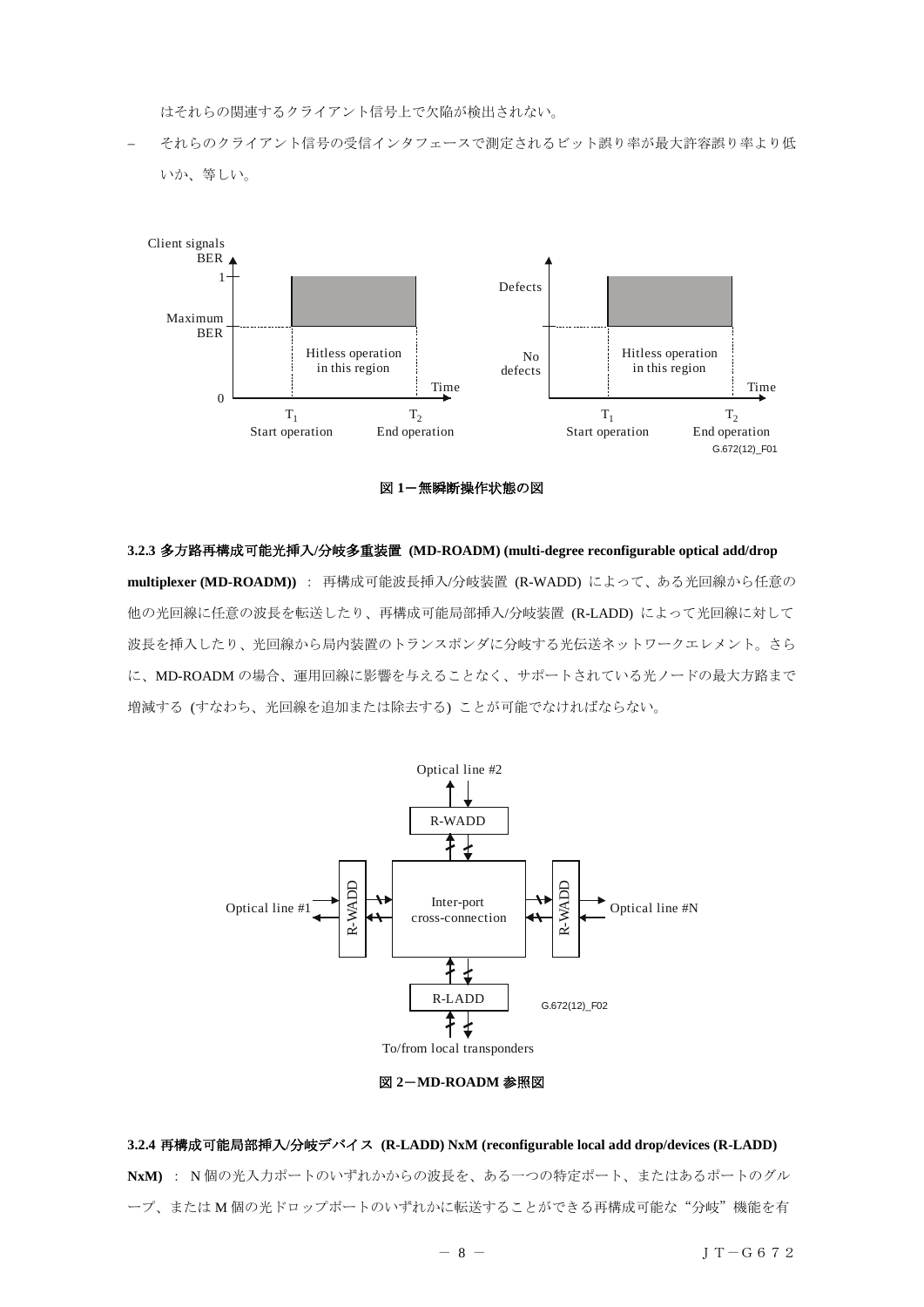はそれらの関連するクライアント信号上で欠陥が検出されない。

– それらのクライアント信号の受信インタフェースで測定されるビット誤り率が最大許容誤り率より低いか、等しい。

**図 1－無瞬断操作状態の図**

**3.2.3 多方路再構成可能光挿入/分岐多重装置 (MD-ROADM) (multi-degree reconfigurable optical add/drop multiplexer (MD-ROADM))** ： 再構成可能波長挿入/分岐装置 (R-WADD) によって、ある光回線から任意の他の光回線に任意の波長を転送したり、再構成可能局部挿入/分岐装置 (R-LADD) によって光回線に対して波長を挿入したり、光回線から局内装置のトランスポンダに分岐する光伝送ネットワークエレメント。さらに、MD-ROADM の場合、運用回線に影響を与えることなく、サポートされている光ノードの最大方路まで増減する (すなわち、光回線を追加または除去する) ことが可能でなければならない。

**図 2－MD-ROADM 参照図**

**3.2.4 再構成可能局部挿入/分岐デバイス (R-LADD) NxM (reconfigurable local add drop/devices (R-LADD) NxM)** ： N 個の光入力ポートのいずれかからの波長を、ある一つの特定ポート、またはあるポートのグループ、または M 個の光ドロップポートのいずれかに転送することができる再構成可能な“分岐”機能を有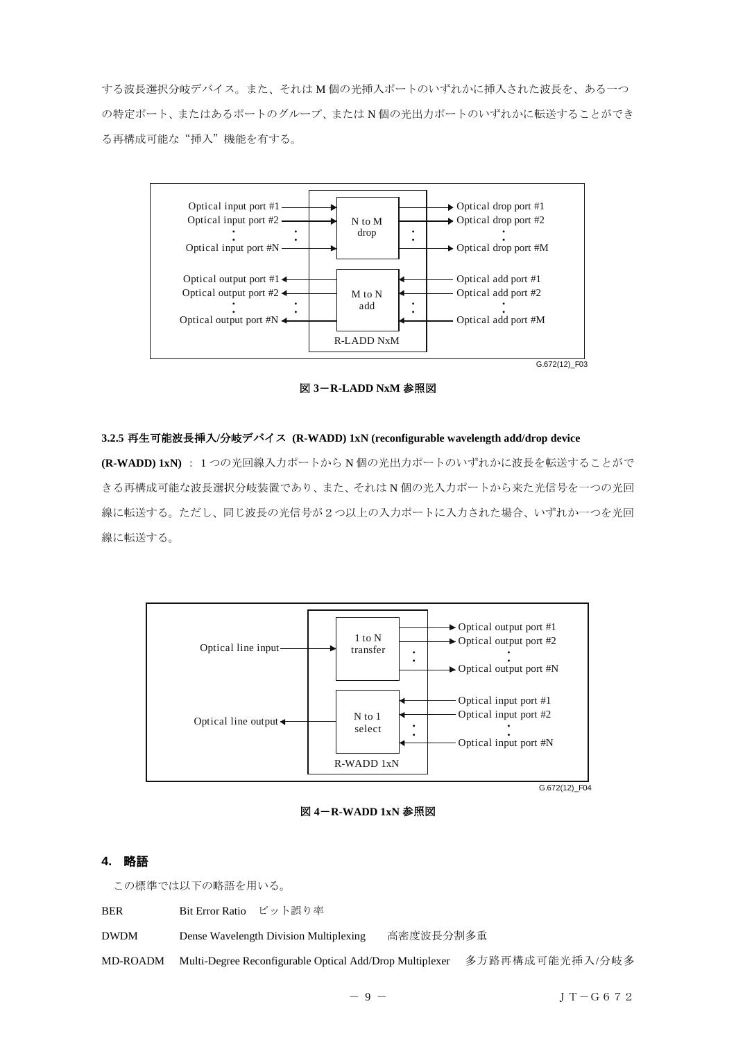する波長選択分岐デバイス。また、それは M 個の光挿入ポートのいずれかに挿入された波長を、ある一つの特定ポート、またはあるポートのグループ、または N 個の光出力ポートのいずれかに転送することができる再構成可能な“挿入”機能を有する。

図 3－R-LADD NxM 参照図

#### 3.2.5 再生可能波長挿入/分岐デバイス (R-WADD) 1xN (reconfigurable wavelength add/drop device (R-WADD) 1xN)

：１つの光回線入力ポートから N 個の光出力ポートのいずれかに波長を転送することができる再構成可能な波長選択分岐装置であり、また、それは N 個の光入力ポートから来た光信号を一つの光回線に転送する。ただし、同じ波長の光信号が２つ以上の入力ポートに入力された場合、いずれか一つを光回線に転送する。

図 4－R-WADD 1xN 参照図

## 4. 略語

この標準では以下の略語を用いる。

BER　Bit Error Ratio　ビット誤り率

DWDM　Dense Wavelength Division Multiplexing　高密度波長分割多重

MD-ROADM　Multi-Degree Reconfigurable Optical Add/Drop Multiplexer　多方路再構成可能光挿入/分岐多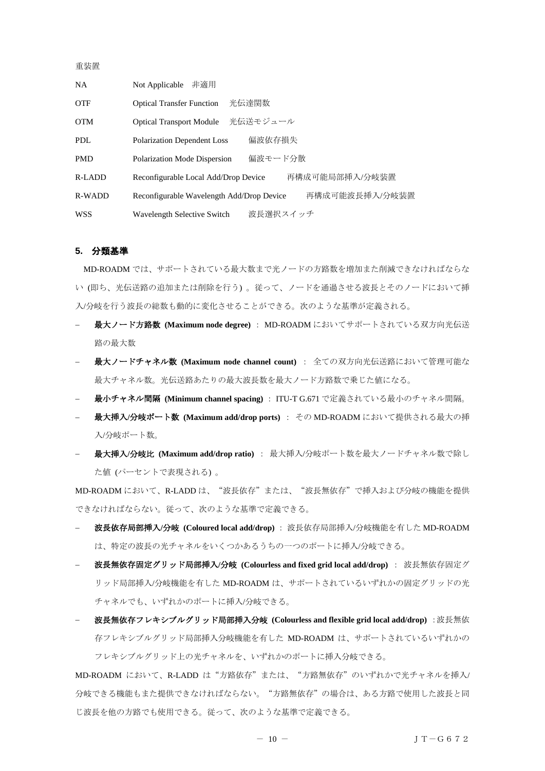重装置

| | |
|---|---|
| NA | Not Applicable　非適用 |
| OTF | Optical Transfer Function　光伝達関数 |
| OTM | Optical Transport Module　光伝送モジュール |
| PDL | Polarization Dependent Loss　偏波依存損失 |
| PMD | Polarization Mode Dispersion　偏波モード分散 |
| R-LADD | Reconfigurable Local Add/Drop Device　再構成可能局部挿入/分岐装置 |
| R-WADD | Reconfigurable Wavelength Add/Drop Device　再構成可能波長挿入/分岐装置 |
| WSS | Wavelength Selective Switch　波長選択スイッチ |

## 5. 分類基準

MD-ROADM では、サポートされている最大数まで光ノードの方路数を増加また削減できなければならない (即ち、光伝送路の追加または削除を行う) 。従って、ノードを通過させる波長とそのノードにおいて挿入/分岐を行う波長の総数も動的に変化させることができる。次のような基準が定義される。

- **最大ノード方路数 (Maximum node degree)** ： MD-ROADM においてサポートされている双方向光伝送路の最大数
- **最大ノードチャネル数 (Maximum node channel count)** ： 全ての双方向光伝送路において管理可能な最大チャネル数。光伝送路あたりの最大波長数を最大ノード方路数で乗じた値になる。
- **最小チャネル間隔 (Minimum channel spacing)** ： ITU-T G.671 で定義されている最小のチャネル間隔。
- **最大挿入/分岐ポート数 (Maximum add/drop ports)** ： その MD-ROADM において提供される最大の挿入/分岐ポート数。
- **最大挿入/分岐比 (Maximum add/drop ratio)** ： 最大挿入/分岐ポート数を最大ノードチャネル数で除した値 (パーセントで表現される) 。

MD-ROADM において、R-LADD は、"波長依存"または、"波長無依存"で挿入および分岐の機能を提供できなければならない。従って、次のような基準で定義できる。

- **波長依存局部挿入/分岐 (Coloured local add/drop)** ： 波長依存局部挿入/分岐機能を有した MD-ROADM は、特定の波長の光チャネルをいくつかあるうちの一つのポートに挿入/分岐できる。
- **波長無依存固定グリッド局部挿入/分岐 (Colourless and fixed grid local add/drop)** ： 波長無依存固定グリッド局部挿入/分岐機能を有した MD-ROADM は、サポートされているいずれかの固定グリッドの光チャネルでも、いずれかのポートに挿入/分岐できる。
- **波長無依存フレキシブルグリッド局部挿入分岐 (Colourless and flexible grid local add/drop)** ：波長無依存フレキシブルグリッド局部挿入分岐機能を有した MD-ROADM は、サポートされているいずれかのフレキシブルグリッド上の光チャネルを、いずれかのポートに挿入分岐できる。

MD-ROADM において、R-LADD は"方路依存"または、"方路無依存"のいずれかで光チャネルを挿入/分岐できる機能もまた提供できなければならない。"方路無依存"の場合は、ある方路で使用した波長と同じ波長を他の方路でも使用できる。従って、次のような基準で定義できる。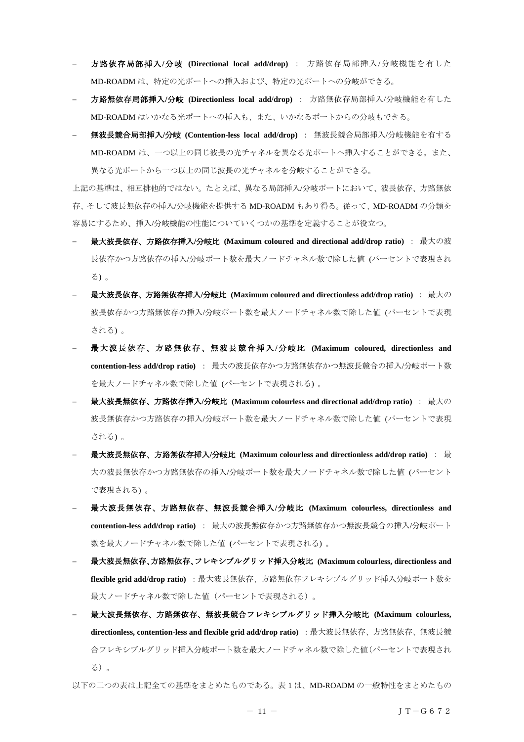- **方路依存局部挿入/分岐 (Directional local add/drop)** ： 方路依存局部挿入/分岐機能を有した MD-ROADM は、特定の光ポートへの挿入および、特定の光ポートへの分岐ができる。
- **方路無依存局部挿入/分岐 (Directionless local add/drop)** ： 方路無依存局部挿入/分岐機能を有した MD-ROADM はいかなる光ポートへの挿入も、また、いかなるポートからの分岐もできる。
- **無波長競合局部挿入/分岐 (Contention-less local add/drop)** ： 無波長競合局部挿入/分岐機能を有する MD-ROADM は、一つ以上の同じ波長の光チャネルを異なる光ポートへ挿入することができる。また、異なる光ポートから一つ以上の同じ波長の光チャネルを分岐することができる。

上記の基準は、相互排他的ではない。たとえば、異なる局部挿入/分岐ポートにおいて、波長依存、方路無依存、そして波長無依存の挿入/分岐機能を提供する MD-ROADM もあり得る。従って、MD-ROADM の分類を容易にするため、挿入/分岐機能の性能についていくつかの基準を定義することが役立つ。

- **最大波長依存、方路依存挿入/分岐比 (Maximum coloured and directional add/drop ratio)** ： 最大の波長依存かつ方路依存の挿入/分岐ポート数を最大ノードチャネル数で除した値 (パーセントで表現される) 。
- **最大波長依存、方路無依存挿入/分岐比 (Maximum coloured and directionless add/drop ratio)** ： 最大の波長依存かつ方路無依存の挿入/分岐ポート数を最大ノードチャネル数で除した値 (パーセントで表現される) 。
- **最大波長依存、方路無依存、無波長競合挿入/分岐比 (Maximum coloured, directionless and contention-less add/drop ratio)** ： 最大の波長依存かつ方路無依存かつ無波長競合の挿入/分岐ポート数を最大ノードチャネル数で除した値 (パーセントで表現される) 。
- **最大波長無依存、方路依存挿入/分岐比 (Maximum colourless and directional add/drop ratio)** ： 最大の波長無依存かつ方路依存の挿入/分岐ポート数を最大ノードチャネル数で除した値 (パーセントで表現される) 。
- **最大波長無依存、方路無依存挿入/分岐比 (Maximum colourless and directionless add/drop ratio)** ： 最大の波長無依存かつ方路無依存の挿入/分岐ポート数を最大ノードチャネル数で除した値 (パーセントで表現される) 。
- **最大波長無依存、方路無依存、無波長競合挿入/分岐比 (Maximum colourless, directionless and contention-less add/drop ratio)** ： 最大の波長無依存かつ方路無依存かつ無波長競合の挿入/分岐ポート数を最大ノードチャネル数で除した値 (パーセントで表現される) 。
- **最大波長無依存､方路無依存､フレキシブルグリッド挿入分岐比 (Maximum colourless, directionless and flexible grid add/drop ratio)** ：最大波長無依存、方路無依存フレキシブルグリッド挿入分岐ポート数を最大ノードチャネル数で除した値（パーセントで表現される）。
- **最大波長無依存、方路無依存、無波長競合フレキシブルグリッド挿入分岐比 (Maximum colourless, directionless, contention-less and flexible grid add/drop ratio)** ：最大波長無依存、方路無依存、無波長競合フレキシブルグリッド挿入分岐ポート数を最大ノードチャネル数で除した値(パーセントで表現される）。

以下の二つの表は上記全ての基準をまとめたものである。表 1 は、MD-ROADM の一般特性をまとめたもの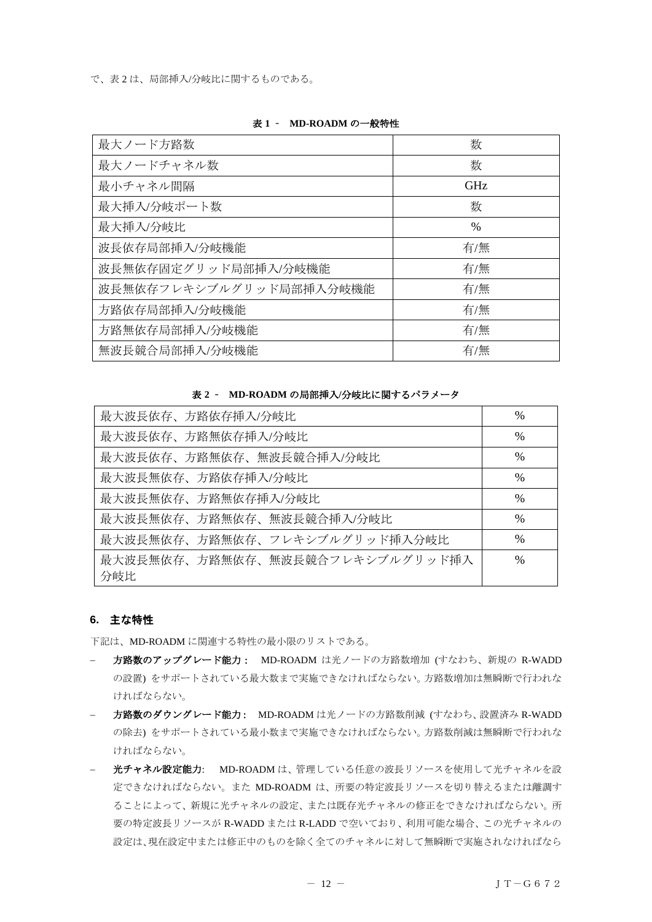で、表 2 は、局部挿入/分岐比に関するものである。

**表 1 - MD-ROADM の一般特性**

| | |
|---|---|
| 最大ノード方路数 | 数 |
| 最大ノードチャネル数 | 数 |
| 最小チャネル間隔 | GHz |
| 最大挿入/分岐ポート数 | 数 |
| 最大挿入/分岐比 | % |
| 波長依存局部挿入/分岐機能 | 有/無 |
| 波長無依存固定グリッド局部挿入/分岐機能 | 有/無 |
| 波長無依存フレキシブルグリッド局部挿入分岐機能 | 有/無 |
| 方路依存局部挿入/分岐機能 | 有/無 |
| 方路無依存局部挿入/分岐機能 | 有/無 |
| 無波長競合局部挿入/分岐機能 | 有/無 |

**表 2 - MD-ROADM の局部挿入/分岐比に関するパラメータ**

| | |
|---|---|
| 最大波長依存、方路依存挿入/分岐比 | % |
| 最大波長依存、方路無依存挿入/分岐比 | % |
| 最大波長依存、方路無依存、無波長競合挿入/分岐比 | % |
| 最大波長無依存、方路依存挿入/分岐比 | % |
| 最大波長無依存、方路無依存挿入/分岐比 | % |
| 最大波長無依存、方路無依存、無波長競合挿入/分岐比 | % |
| 最大波長無依存、方路無依存、フレキシブルグリッド挿入分岐比 | % |
| 最大波長無依存、方路無依存、無波長競合フレキシブルグリッド挿入分岐比 | % |

## 6. 主な特性

下記は、MD-ROADM に関連する特性の最小限のリストである。

- **方路数のアップグレード能力：** MD-ROADM は光ノードの方路数増加 (すなわち、新規の R-WADD の設置) をサポートされている最大数まで実施できなければならない。方路数増加は無瞬断で行われなければならない。
- **方路数のダウングレード能力：** MD-ROADM は光ノードの方路数削減 (すなわち、設置済み R-WADD の除去) をサポートされている最小数まで実施できなければならない。方路数削減は無瞬断で行われなければならない。
- **光チャネル設定能力:** MD-ROADM は、管理している任意の波長リソースを使用して光チャネルを設定できなければならない。また MD-ROADM は、所要の特定波長リソースを切り替えるまたは離調することによって、新規に光チャネルの設定、または既存光チャネルの修正をできなければならない。所要の特定波長リソースが R-WADD または R-LADD で空いており、利用可能な場合、この光チャネルの設定は、現在設定中または修正中のものを除く全てのチャネルに対して無瞬断で実施されなければなら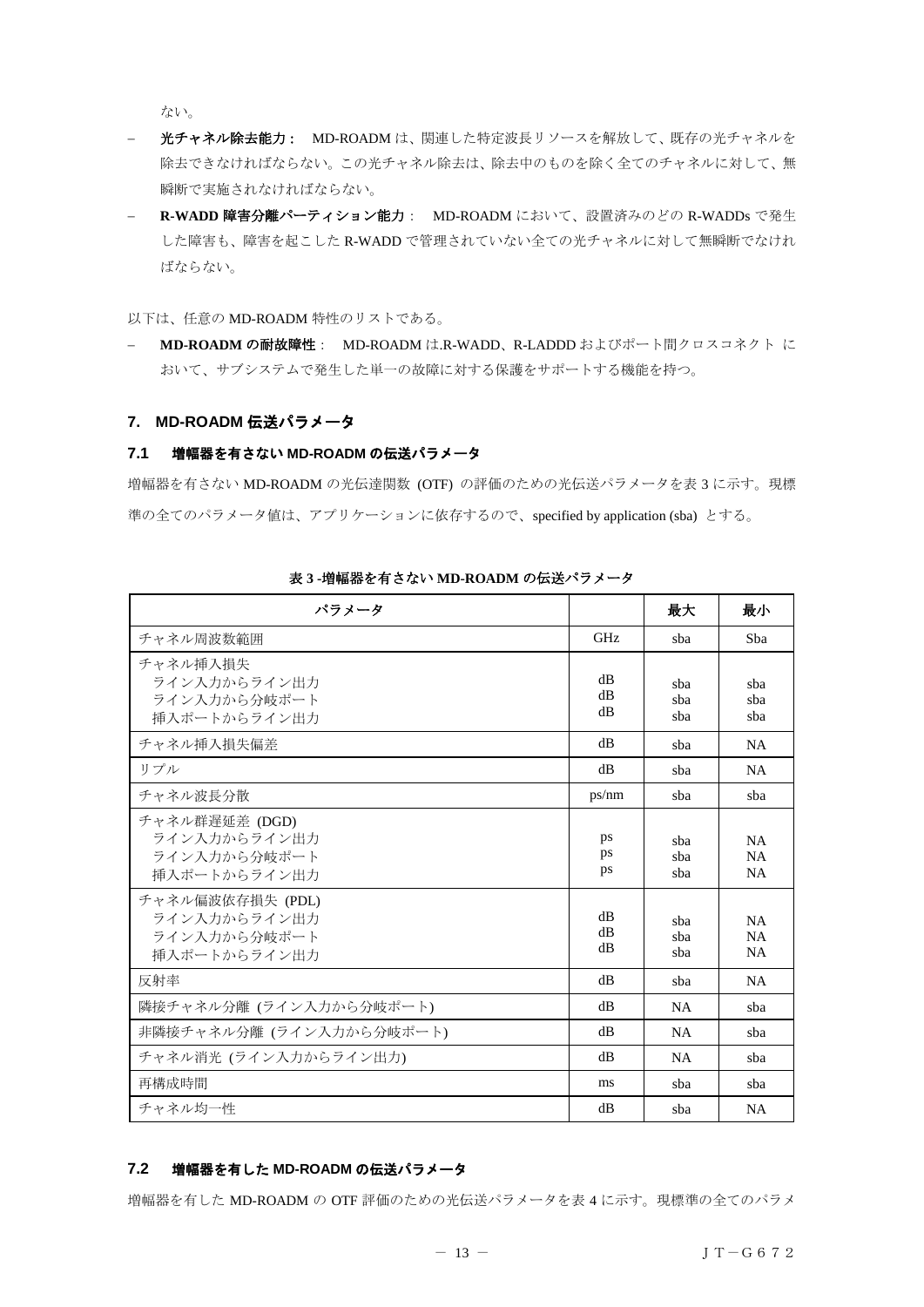ない。

- **光チャネル除去能力：** MD-ROADM は、関連した特定波長リソースを解放して、既存の光チャネルを除去できなければならない。この光チャネル除去は、除去中のものを除く全てのチャネルに対して、無瞬断で実施されなければならない。
- **R-WADD 障害分離パーティション能力**： MD-ROADM において、設置済みのどの R-WADDs で発生した障害も、障害を起こした R-WADD で管理されていない全ての光チャネルに対して無瞬断でなければならない。

以下は、任意の MD-ROADM 特性のリストである。

- **MD-ROADM の耐故障性**： MD-ROADM は.R-WADD、R-LADDD およびポート間クロスコネクト において、サブシステムで発生した単一の故障に対する保護をサポートする機能を持つ。

## 7. MD-ROADM 伝送パラメータ

### 7.1 増幅器を有さない MD-ROADM の伝送パラメータ

増幅器を有さない MD-ROADM の光伝達関数 (OTF) の評価のための光伝送パラメータを表 3 に示す。現標準の全てのパラメータ値は、アプリケーションに依存するので、specified by application (sba) とする。

**表 3 -増幅器を有さない MD-ROADM の伝送パラメータ**

| パラメータ | | 最大 | 最小 |
|---|---|---|---|
| チャネル周波数範囲 | GHz | sba | Sba |
| チャネル挿入損失<br>ライン入力からライン出力<br>ライン入力から分岐ポート<br>挿入ポートからライン出力 | <br>dB<br>dB<br>dB | <br>sba<br>sba<br>sba | <br>sba<br>sba<br>sba |
| チャネル挿入損失偏差 | dB | sba | NA |
| リプル | dB | sba | NA |
| チャネル波長分散 | ps/nm | sba | sba |
| チャネル群遅延差 (DGD)<br>ライン入力からライン出力<br>ライン入力から分岐ポート<br>挿入ポートからライン出力 | <br>ps<br>ps<br>ps | <br>sba<br>sba<br>sba | <br>NA<br>NA<br>NA |
| チャネル偏波依存損失 (PDL)<br>ライン入力からライン出力<br>ライン入力から分岐ポート<br>挿入ポートからライン出力 | <br>dB<br>dB<br>dB | <br>sba<br>sba<br>sba | <br>NA<br>NA<br>NA |
| 反射率 | dB | sba | NA |
| 隣接チャネル分離 (ライン入力から分岐ポート) | dB | NA | sba |
| 非隣接チャネル分離 (ライン入力から分岐ポート) | dB | NA | sba |
| チャネル消光 (ライン入力からライン出力) | dB | NA | sba |
| 再構成時間 | ms | sba | sba |
| チャネル均一性 | dB | sba | NA |

### 7.2 増幅器を有した MD-ROADM の伝送パラメータ

増幅器を有した MD-ROADM の OTF 評価のための光伝送パラメータを表 4 に示す。現標準の全てのパラメ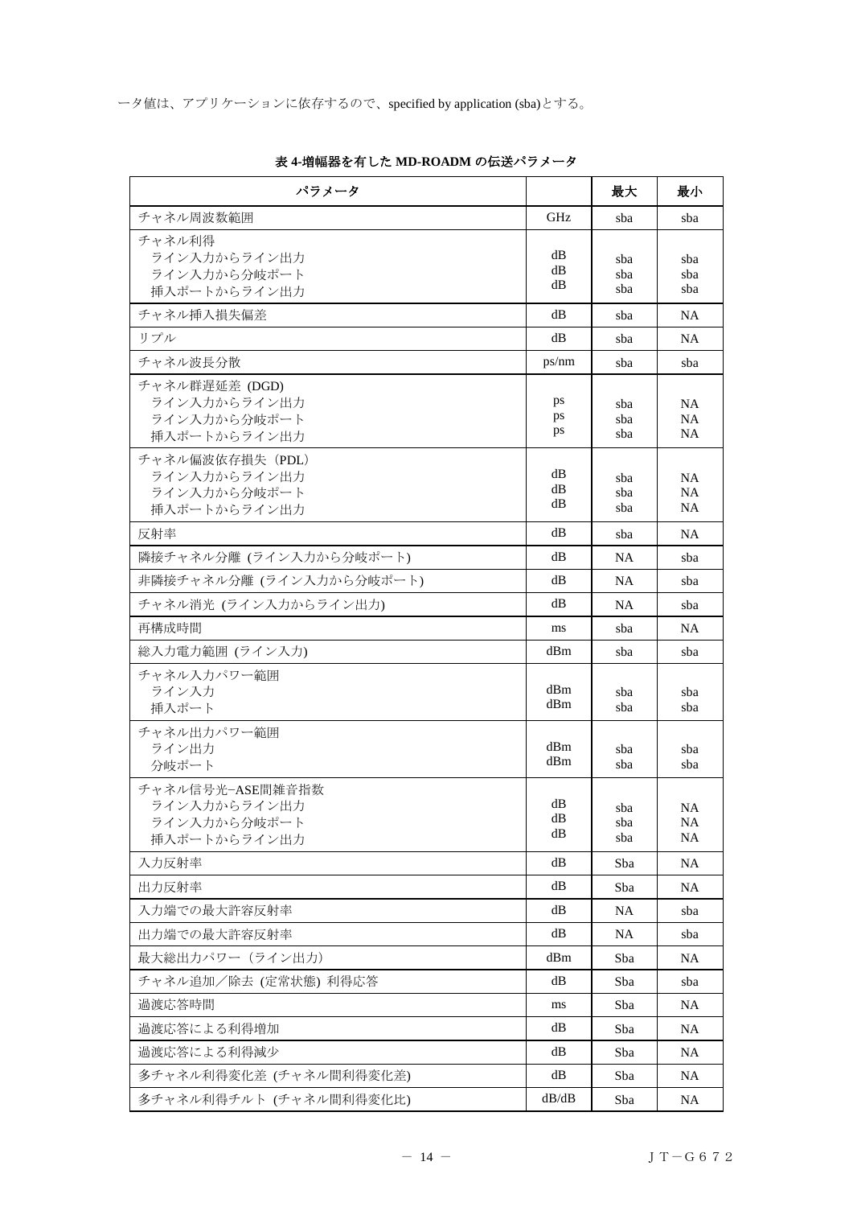ータ値は、アプリケーションに依存するので、specified by application (sba)とする。

**表 4-増幅器を有した MD-ROADM の伝送パラメータ**

| パラメータ | | 最大 | 最小 |
|---|---|---|---|
| チャネル周波数範囲 | GHz | sba | sba |
| チャネル利得<br>ライン入力からライン出力<br>ライン入力から分岐ポート<br>挿入ポートからライン出力 | <br>dB<br>dB<br>dB | <br>sba<br>sba<br>sba | <br>sba<br>sba<br>sba |
| チャネル挿入損失偏差 | dB | sba | NA |
| リプル | dB | sba | NA |
| チャネル波長分散 | ps/nm | sba | sba |
| チャネル群遅延差 (DGD)<br>ライン入力からライン出力<br>ライン入力から分岐ポート<br>挿入ポートからライン出力 | <br>ps<br>ps<br>ps | <br>sba<br>sba<br>sba | <br>NA<br>NA<br>NA |
| チャネル偏波依存損失（PDL）<br>ライン入力からライン出力<br>ライン入力から分岐ポート<br>挿入ポートからライン出力 | <br>dB<br>dB<br>dB | <br>sba<br>sba<br>sba | <br>NA<br>NA<br>NA |
| 反射率 | dB | sba | NA |
| 隣接チャネル分離 (ライン入力から分岐ポート) | dB | NA | sba |
| 非隣接チャネル分離 (ライン入力から分岐ポート) | dB | NA | sba |
| チャネル消光 (ライン入力からライン出力) | dB | NA | sba |
| 再構成時間 | ms | sba | NA |
| 総入力電力範囲 (ライン入力) | dBm | sba | sba |
| チャネル入力パワー範囲<br>ライン入力<br>挿入ポート | <br>dBm<br>dBm | <br>sba<br>sba | <br>sba<br>sba |
| チャネル出力パワー範囲<br>ライン出力<br>分岐ポート | <br>dBm<br>dBm | <br>sba<br>sba | <br>sba<br>sba |
| チャネル信号光−ASE間雑音指数<br>ライン入力からライン出力<br>ライン入力から分岐ポート<br>挿入ポートからライン出力 | <br>dB<br>dB<br>dB | <br>sba<br>sba<br>sba | <br>NA<br>NA<br>NA |
| 入力反射率 | dB | Sba | NA |
| 出力反射率 | dB | Sba | NA |
| 入力端での最大許容反射率 | dB | NA | sba |
| 出力端での最大許容反射率 | dB | NA | sba |
| 最大総出力パワー（ライン出力） | dBm | Sba | NA |
| チャネル追加／除去 (定常状態) 利得応答 | dB | Sba | sba |
| 過渡応答時間 | ms | Sba | NA |
| 過渡応答による利得増加 | dB | Sba | NA |
| 過渡応答による利得減少 | dB | Sba | NA |
| 多チャネル利得変化差 (チャネル間利得変化差) | dB | Sba | NA |
| 多チャネル利得チルト (チャネル間利得変化比) | dB/dB | Sba | NA |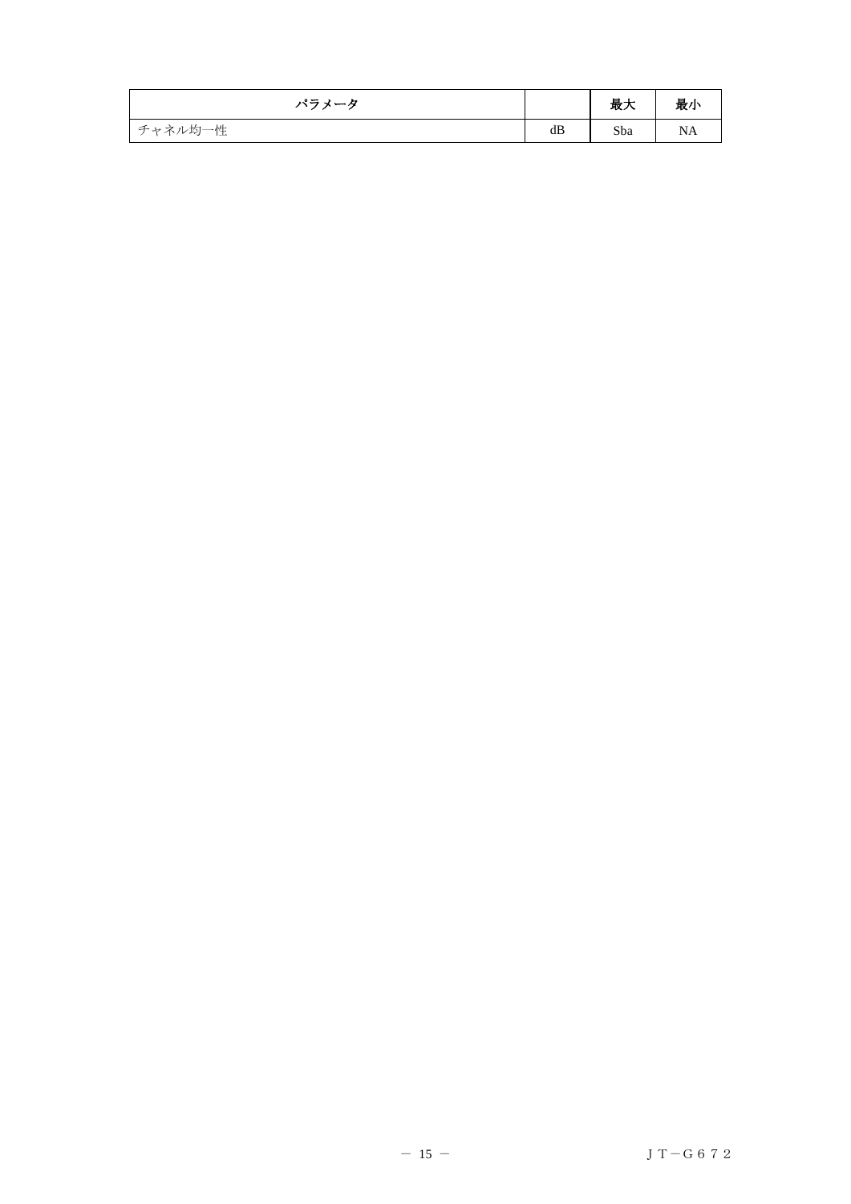| パラメータ | | 最大 | 最小 |
|---|---|---|---|
| チャネル均一性 | dB | Sba | NA |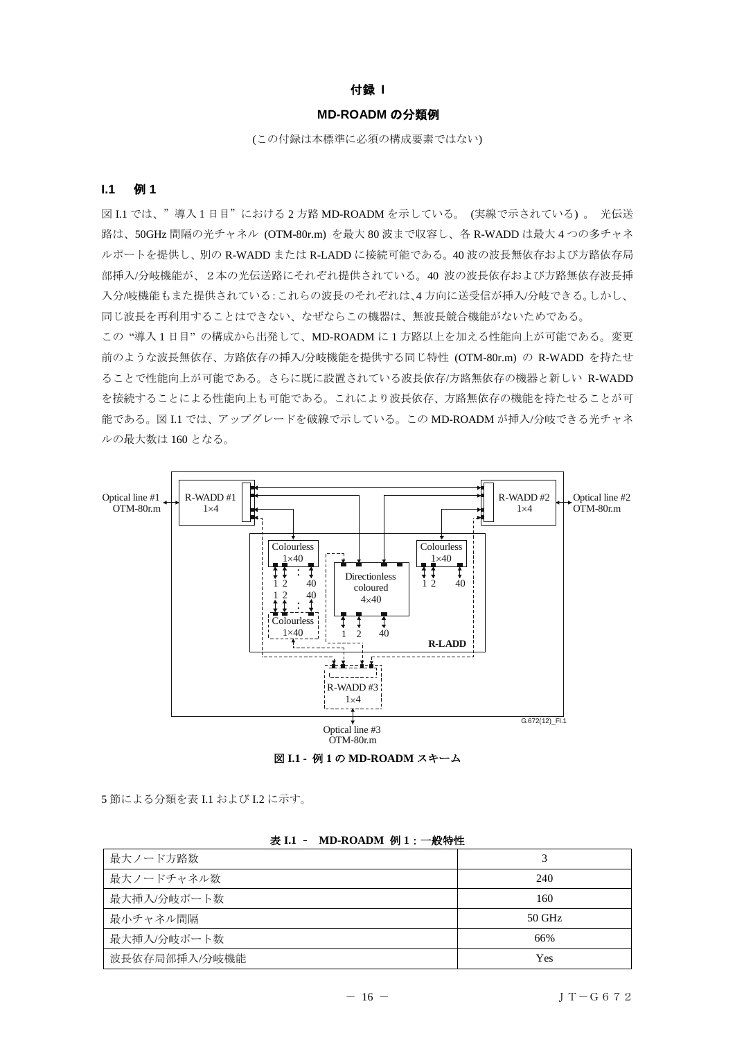# 付録 I

## MD-ROADM の分類例

(この付録は本標準に必須の構成要素ではない)

### I.1 例 1

図 I.1 では、”導入 1 日目”における 2 方路 MD-ROADM を示している。 (実線で示されている) 。 光伝送路は、50GHz 間隔の光チャネル (OTM-80r.m) を最大 80 波まで収容し、各 R-WADD は最大 4 つの多チャネルポートを提供し、別の R-WADD または R-LADD に接続可能である。40 波の波長無依存および方路依存局部挿入/分岐機能が、２本の光伝送路にそれぞれ提供されている。40 波の波長依存および方路無依存波長挿入分/岐機能もまた提供されている:これらの波長のそれぞれは、4 方向に送受信が挿入/分岐できる。しかし、同じ波長を再利用することはできない、なぜならこの機器は、無波長競合機能がないためである。

この“導入 1 日目”の構成から出発して、MD-ROADM に 1 方路以上を加える性能向上が可能である。変更前のような波長無依存、方路依存の挿入/分岐機能を提供する同じ特性 (OTM-80r.m) の R-WADD を持たせることで性能向上が可能である。さらに既に設置されている波長依存/方路無依存の機器と新しい R-WADD を接続することによる性能向上も可能である。これにより波長依存、方路無依存の機能を持たせることが可能である。図 I.1 では、アップグレードを破線で示している。この MD-ROADM が挿入/分岐できる光チャネルの最大数は 160 となる。

図 I.1 - 例 1 の MD-ROADM スキーム

5 節による分類を表 I.1 および I.2 に示す。

表 I.1 － MD-ROADM 例 1 : 一般特性

| | |
|---|---|
| 最大ノード方路数 | 3 |
| 最大ノードチャネル数 | 240 |
| 最大挿入/分岐ポート数 | 160 |
| 最小チャネル間隔 | 50 GHz |
| 最大挿入/分岐ポート数 | 66% |
| 波長依存局部挿入/分岐機能 | Yes |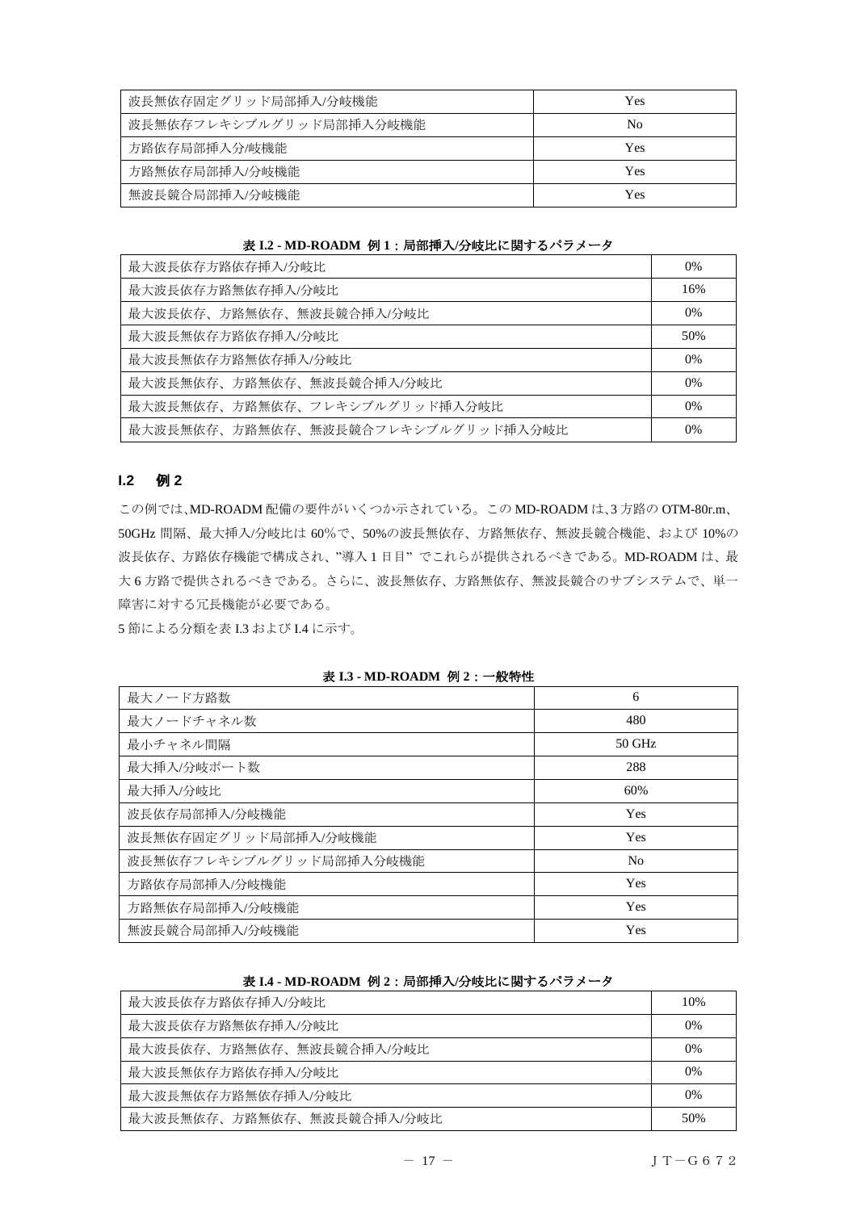| | |
|---|---|
| 波長無依存固定グリッド局部挿入/分岐機能 | Yes |
| 波長無依存フレキシブルグリッド局部挿入分岐機能 | No |
| 方路依存局部挿入分/岐機能 | Yes |
| 方路無依存局部挿入/分岐機能 | Yes |
| 無波長競合局部挿入/分岐機能 | Yes |

**表 I.2 - MD-ROADM 例 1：局部挿入/分岐比に関するパラメータ**

| | |
|---|---|
| 最大波長依存方路依存挿入/分岐比 | 0% |
| 最大波長依存方路無依存挿入/分岐比 | 16% |
| 最大波長依存、方路無依存、無波長競合挿入/分岐比 | 0% |
| 最大波長無依存方路依存挿入/分岐比 | 50% |
| 最大波長無依存方路無依存挿入/分岐比 | 0% |
| 最大波長無依存、方路無依存、無波長競合挿入/分岐比 | 0% |
| 最大波長無依存、方路無依存、フレキシブルグリッド挿入分岐比 | 0% |
| 最大波長無依存、方路無依存、無波長競合フレキシブルグリッド挿入分岐比 | 0% |

## I.2 例 2

この例では、MD-ROADM 配備の要件がいくつか示されている。この MD-ROADM は、3 方路の OTM-80r.m、50GHz 間隔、最大挿入/分岐比は 60%で、50%の波長無依存、方路無依存、無波長競合機能、および 10%の波長依存、方路依存機能で構成され、"導入 1 日目" でこれらが提供されるべきである。MD-ROADM は、最大 6 方路で提供されるべきである。さらに、波長無依存、方路無依存、無波長競合のサブシステムで、単一障害に対する冗長機能が必要である。

5 節による分類を表 I.3 および I.4 に示す。

**表 I.3 - MD-ROADM 例 2：一般特性**

| | |
|---|---|
| 最大ノード方路数 | 6 |
| 最大ノードチャネル数 | 480 |
| 最小チャネル間隔 | 50 GHz |
| 最大挿入/分岐ポート数 | 288 |
| 最大挿入/分岐比 | 60% |
| 波長依存局部挿入/分岐機能 | Yes |
| 波長無依存固定グリッド局部挿入/分岐機能 | Yes |
| 波長無依存フレキシブルグリッド局部挿入分岐機能 | No |
| 方路依存局部挿入/分岐機能 | Yes |
| 方路無依存局部挿入/分岐機能 | Yes |
| 無波長競合局部挿入/分岐機能 | Yes |

**表 I.4 - MD-ROADM 例 2：局部挿入/分岐比に関するパラメータ**

| | |
|---|---|
| 最大波長依存方路依存挿入/分岐比 | 10% |
| 最大波長依存方路無依存挿入/分岐比 | 0% |
| 最大波長依存、方路無依存、無波長競合挿入/分岐比 | 0% |
| 最大波長無依存方路依存挿入/分岐比 | 0% |
| 最大波長無依存方路無依存挿入/分岐比 | 0% |
| 最大波長無依存、方路無依存、無波長競合挿入/分岐比 | 50% |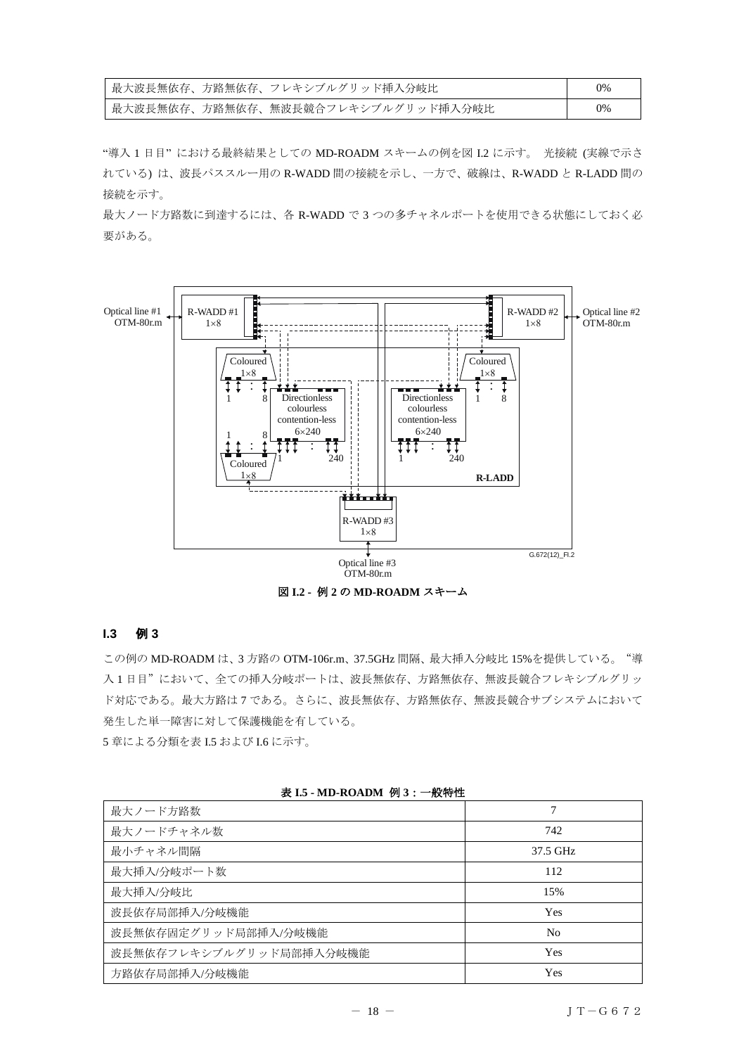| 最大波長無依存、方路無依存、フレキシブルグリッド挿入分岐比 | 0% |
|---|---|
| 最大波長無依存、方路無依存、無波長競合フレキシブルグリッド挿入分岐比 | 0% |

"導入 1 日目" における最終結果としての MD-ROADM スキームの例を図 I.2 に示す。 光接続 (実線で示されている) は、波長パススルー用の R-WADD 間の接続を示し、一方で、破線は、R-WADD と R-LADD 間の接続を示す。

最大ノード方路数に到達するには、各 R-WADD で 3 つの多チャネルポートを使用できる状態にしておく必要がある。

**図 I.2 - 例 2 の MD-ROADM スキーム**

### I.3 例 3

この例の MD-ROADM は、3 方路の OTM-106r.m、37.5GHz 間隔、最大挿入分岐比 15%を提供している。"導入 1 日目"において、全ての挿入分岐ポートは、波長無依存、方路無依存、無波長競合フレキシブルグリッド対応である。最大方路は 7 である。さらに、波長無依存、方路無依存、無波長競合サブシステムにおいて発生した単一障害に対して保護機能を有している。

5 章による分類を表 I.5 および I.6 に示す。

**表 I.5 - MD-ROADM 例 3：一般特性**

| 最大ノード方路数 | 7 |
|---|---|
| 最大ノードチャネル数 | 742 |
| 最小チャネル間隔 | 37.5 GHz |
| 最大挿入/分岐ポート数 | 112 |
| 最大挿入/分岐比 | 15% |
| 波長依存局部挿入/分岐機能 | Yes |
| 波長無依存固定グリッド局部挿入/分岐機能 | No |
| 波長無依存フレキシブルグリッド局部挿入/分岐機能 | Yes |
| 方路依存局部挿入/分岐機能 | Yes |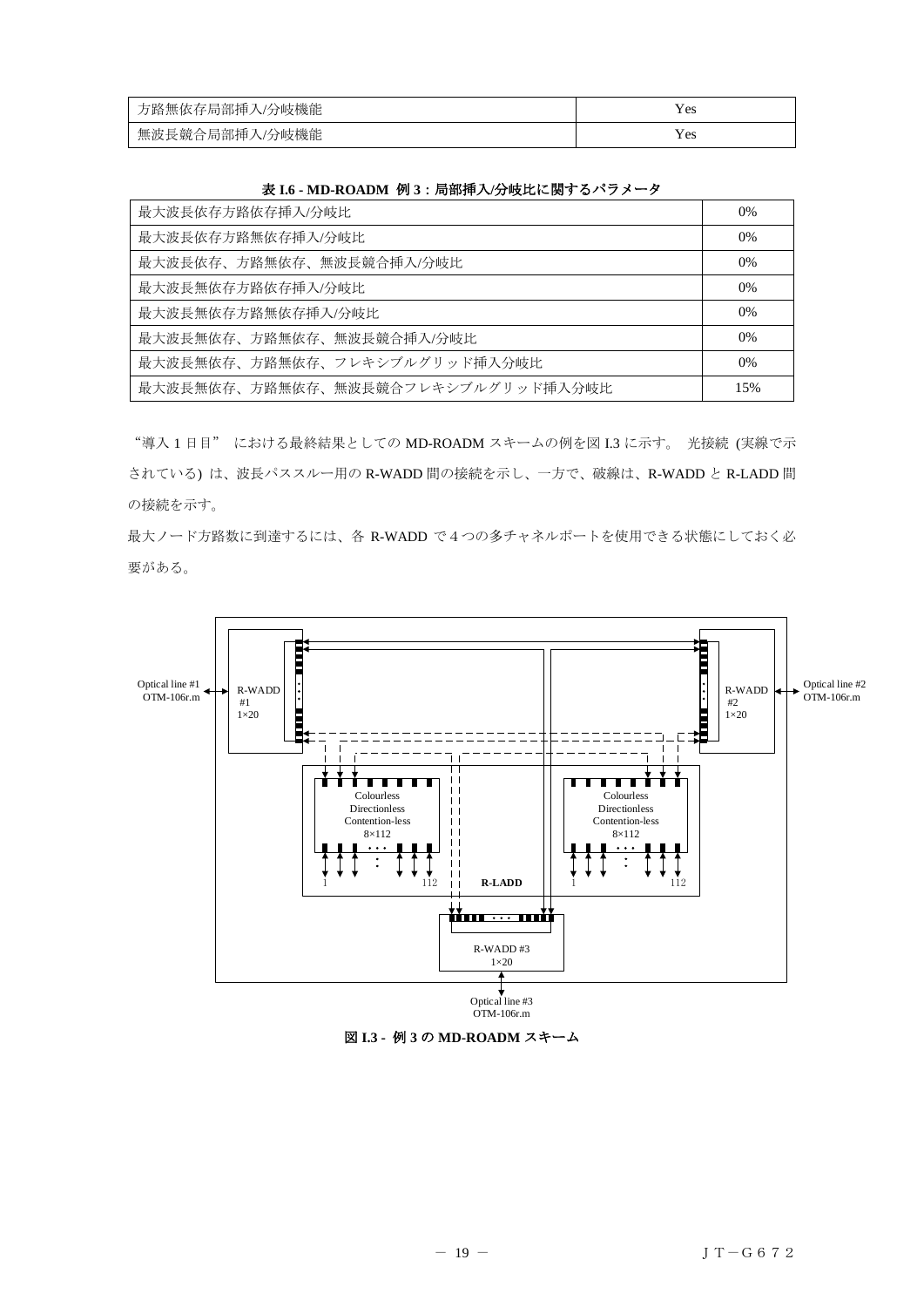| 方路無依存局部挿入/分岐機能 | Yes |
|---|---|
| 無波長競合局部挿入/分岐機能 | Yes |

**表 I.6 - MD-ROADM 例 3：局部挿入/分岐比に関するパラメータ**

| 最大波長依存方路依存挿入/分岐比 | 0% |
|---|---|
| 最大波長依存方路無依存挿入/分岐比 | 0% |
| 最大波長依存、方路無依存、無波長競合挿入/分岐比 | 0% |
| 最大波長無依存方路依存挿入/分岐比 | 0% |
| 最大波長無依存方路無依存挿入/分岐比 | 0% |
| 最大波長無依存、方路無依存、無波長競合挿入/分岐比 | 0% |
| 最大波長無依存、方路無依存、フレキシブルグリッド挿入分岐比 | 0% |
| 最大波長無依存、方路無依存、無波長競合フレキシブルグリッド挿入分岐比 | 15% |

"導入 1 日目" における最終結果としての MD-ROADM スキームの例を図 I.3 に示す。 光接続 (実線で示されている) は、波長パススルー用の R-WADD 間の接続を示し、一方で、破線は、R-WADD と R-LADD 間の接続を示す。

最大ノード方路数に到達するには、各 R-WADD で 4 つの多チャネルポートを使用できる状態にしておく必要がある。

Optical line #1 OTM-106r.m　R-WADD #1 1×20　R-WADD #2 1×20　Optical line #2 OTM-106r.m　Colourless Directionless Contention-less 8×112　R-LADD　1　112　R-WADD #3 1×20　Optical line #3 OTM-106r.m

**図 I.3 - 例 3 の MD-ROADM スキーム**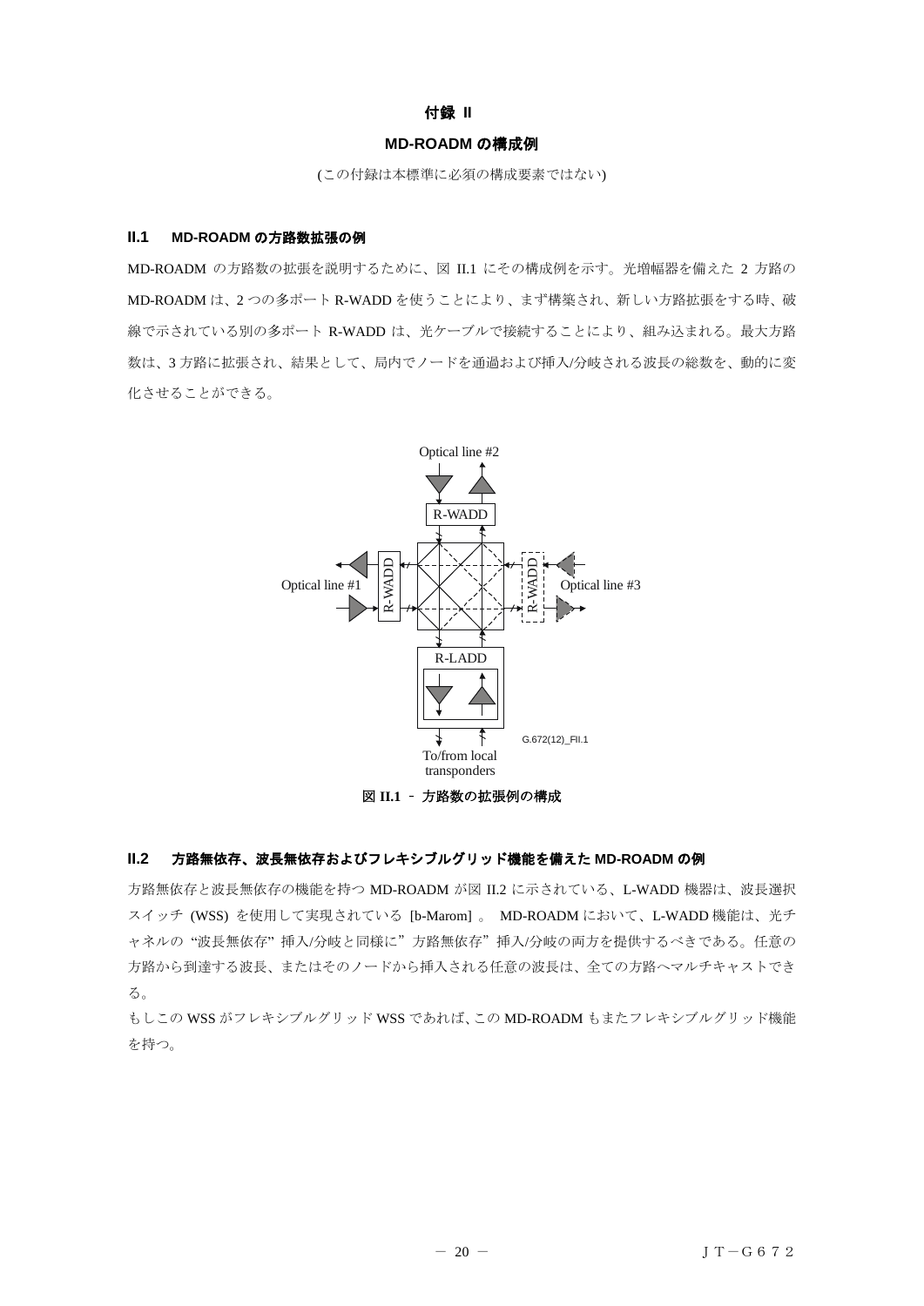# 付録 II

## MD-ROADM の構成例

(この付録は本標準に必須の構成要素ではない)

### II.1　MD-ROADM の方路数拡張の例

MD-ROADM の方路数の拡張を説明するために、図 II.1 にその構成例を示す。光増幅器を備えた 2 方路の MD-ROADM は、2 つの多ポート R-WADD を使うことにより、まず構築され、新しい方路拡張をする時、破線で示されている別の多ポート R-WADD は、光ケーブルで接続することにより、組み込まれる。最大方路数は、3 方路に拡張され、結果として、局内でノードを通過および挿入/分岐される波長の総数を、動的に変化させることができる。

Optical line #2

R-WADD

Optical line #1　R-WADD　R-WADD　Optical line #3

R-LADD

To/from local transponders

G.672(12)_FII.1

**図 II.1 － 方路数の拡張例の構成**

### II.2　方路無依存、波長無依存およびフレキシブルグリッド機能を備えた MD-ROADM の例

方路無依存と波長無依存の機能を持つ MD-ROADM が図 II.2 に示されている、L-WADD 機器は、波長選択スイッチ (WSS) を使用して実現されている [b-Marom] 。 MD-ROADM において、L-WADD 機能は、光チャネルの "波長無依存" 挿入/分岐と同様に" 方路無依存" 挿入/分岐の両方を提供するべきである。任意の方路から到達する波長、またはそのノードから挿入される任意の波長は、全ての方路へマルチキャストできる。

もしこの WSS がフレキシブルグリッド WSS であれば、この MD-ROADM もまたフレキシブルグリッド機能を持つ。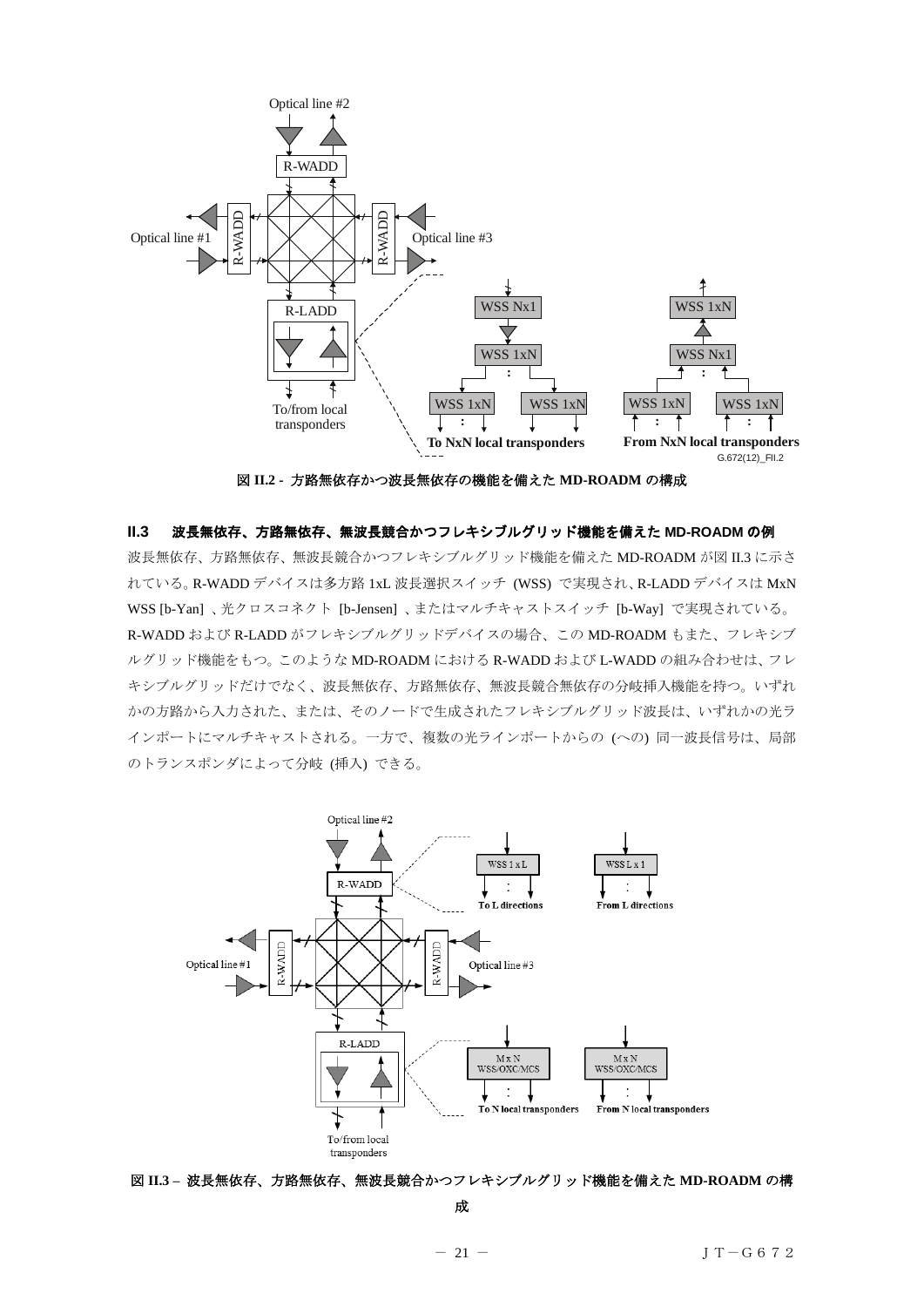図 II.2 - 方路無依存かつ波長無依存の機能を備えた MD-ROADM の構成

### II.3　波長無依存、方路無依存、無波長競合かつフレキシブルグリッド機能を備えた MD-ROADM の例

波長無依存、方路無依存、無波長競合かつフレキシブルグリッド機能を備えた MD-ROADM が図 II.3 に示されている。R-WADD デバイスは多方路 1xL 波長選択スイッチ (WSS) で実現され、R-LADD デバイスは MxN WSS [b-Yan] 、光クロスコネクト [b-Jensen] 、またはマルチキャストスイッチ [b-Way] で実現されている。R-WADD および R-LADD がフレキシブルグリッドデバイスの場合、この MD-ROADM もまた、フレキシブルグリッド機能をもつ。このような MD-ROADM における R-WADD および L-WADD の組み合わせは、フレキシブルグリッドだけでなく、波長無依存、方路無依存、無波長競合無依存の分岐挿入機能を持つ。いずれかの方路から入力された、または、そのノードで生成されたフレキシブルグリッド波長は、いずれかの光ラインポートにマルチキャストされる。一方で、複数の光ラインポートからの (への) 同一波長信号は、局部のトランスポンダによって分岐 (挿入) できる。

図 II.3 – 波長無依存、方路無依存、無波長競合かつフレキシブルグリッド機能を備えた MD-ROADM の構成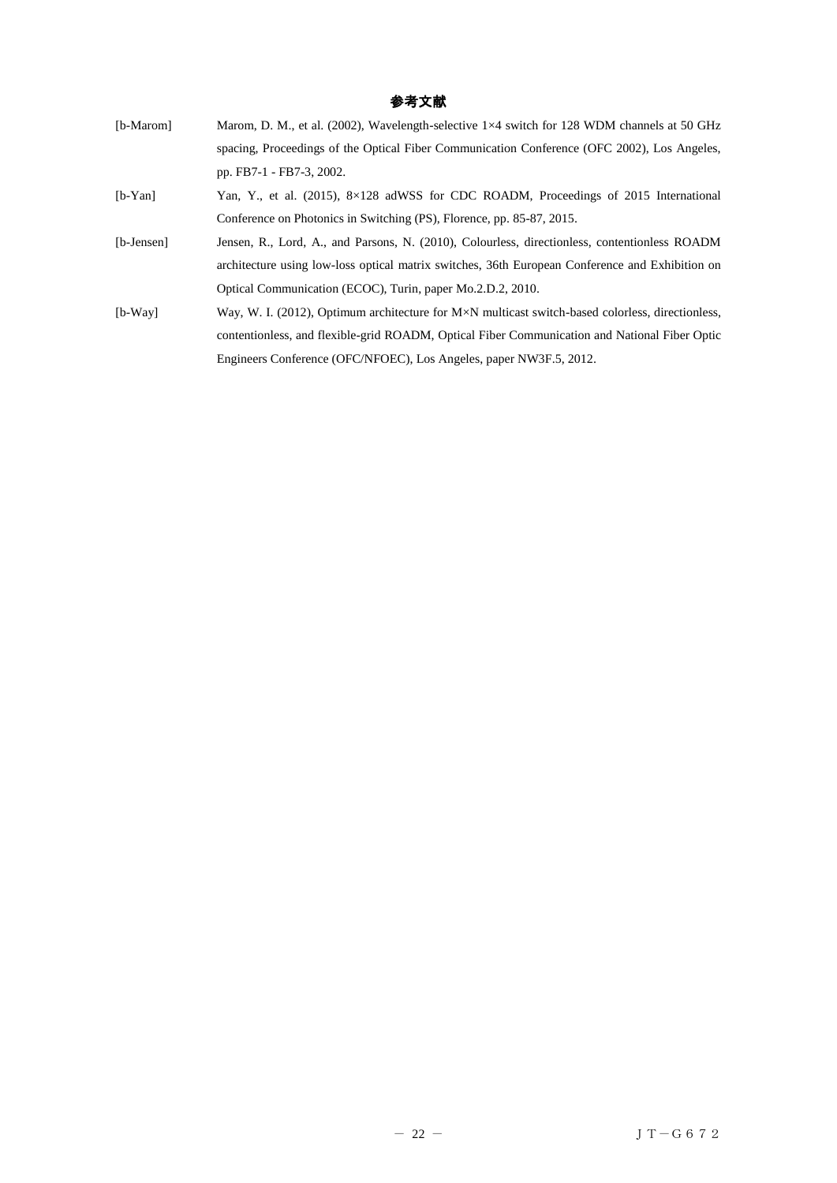## 参考文献

[b-Marom] Marom, D. M., et al. (2002), Wavelength-selective 1×4 switch for 128 WDM channels at 50 GHz spacing, Proceedings of the Optical Fiber Communication Conference (OFC 2002), Los Angeles, pp. FB7-1 - FB7-3, 2002.

[b-Yan] Yan, Y., et al. (2015), 8×128 adWSS for CDC ROADM, Proceedings of 2015 International Conference on Photonics in Switching (PS), Florence, pp. 85-87, 2015.

[b-Jensen] Jensen, R., Lord, A., and Parsons, N. (2010), Colourless, directionless, contentionless ROADM architecture using low-loss optical matrix switches, 36th European Conference and Exhibition on Optical Communication (ECOC), Turin, paper Mo.2.D.2, 2010.

[b-Way] Way, W. I. (2012), Optimum architecture for M×N multicast switch-based colorless, directionless, contentionless, and flexible-grid ROADM, Optical Fiber Communication and National Fiber Optic Engineers Conference (OFC/NFOEC), Los Angeles, paper NW3F.5, 2012.